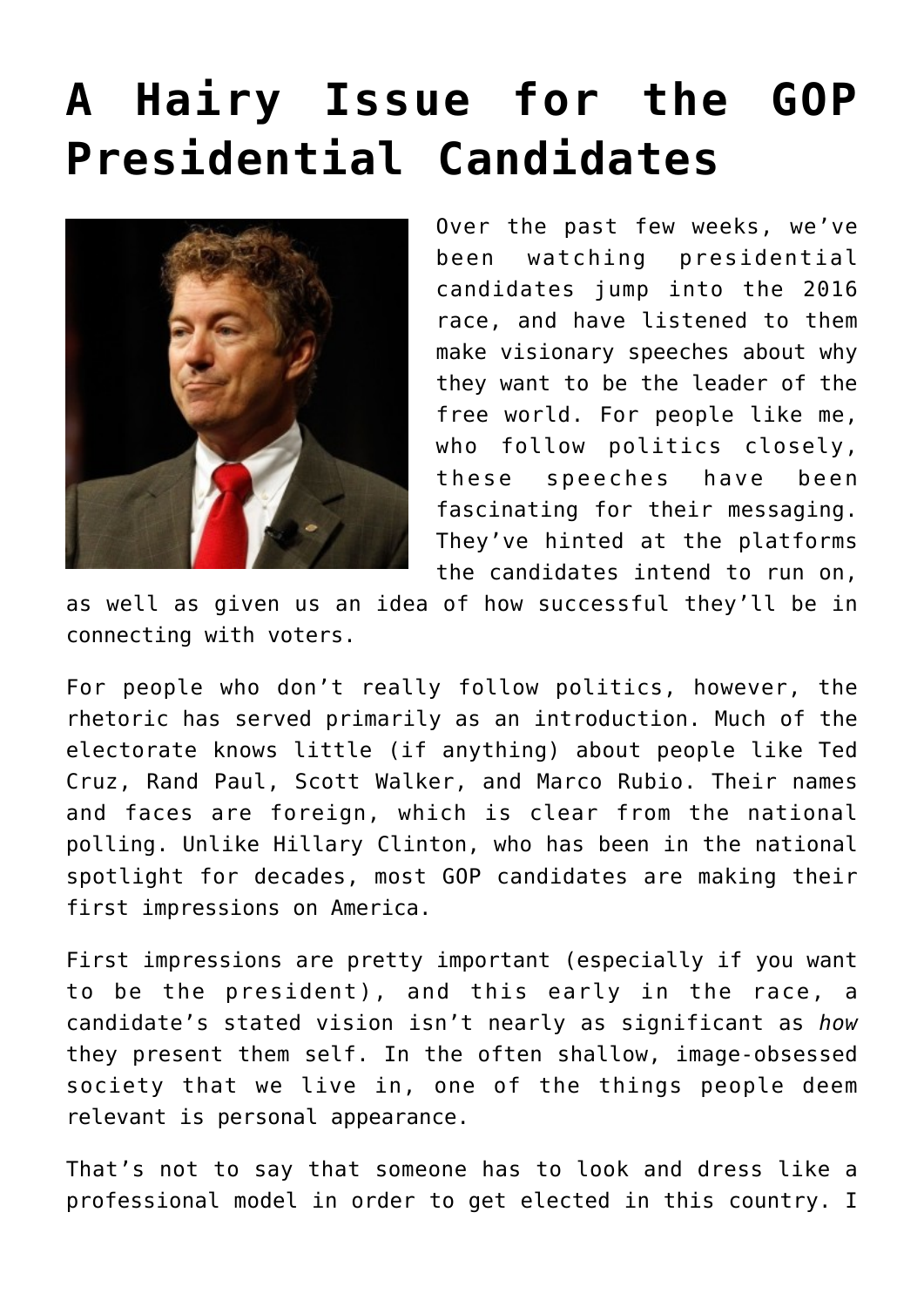# A Hairy Issue for the GOP Presidential Candidates

Over the past few weeks, we've been watching presidential candidates jump into the 2016 race, and have listened to them make visionary speeches about why they want to be the leader of the free world. For people like me, who follow politics closely, these speeches have been fascinating for their messaging. They've hinted at the platforms the candidates intend to run on, as well as given us an idea of how successful they'll be in connecting with voters.

For people who don't really follow politics, however, the rhetoric has served primarily as an introduction. Much of the electorate knows little (if anything) about people like Ted Cruz, Rand Paul, Scott Walker, and Marco Rubio. Their names and faces are foreign, which is clear from the national polling. Unlike Hillary Clinton, who has been in the national spotlight for decades, most GOP candidates are making their first impressions on America.

First impressions are pretty important (especially if you want to be the president), and this early in the race, a candidate's stated vision isn't nearly as significant as *how* they present them self. In the often shallow, image-obsessed society that we live in, one of the things people deem relevant is personal appearance.

That's not to say that someone has to look and dress like a professional model in order to get elected in this country. I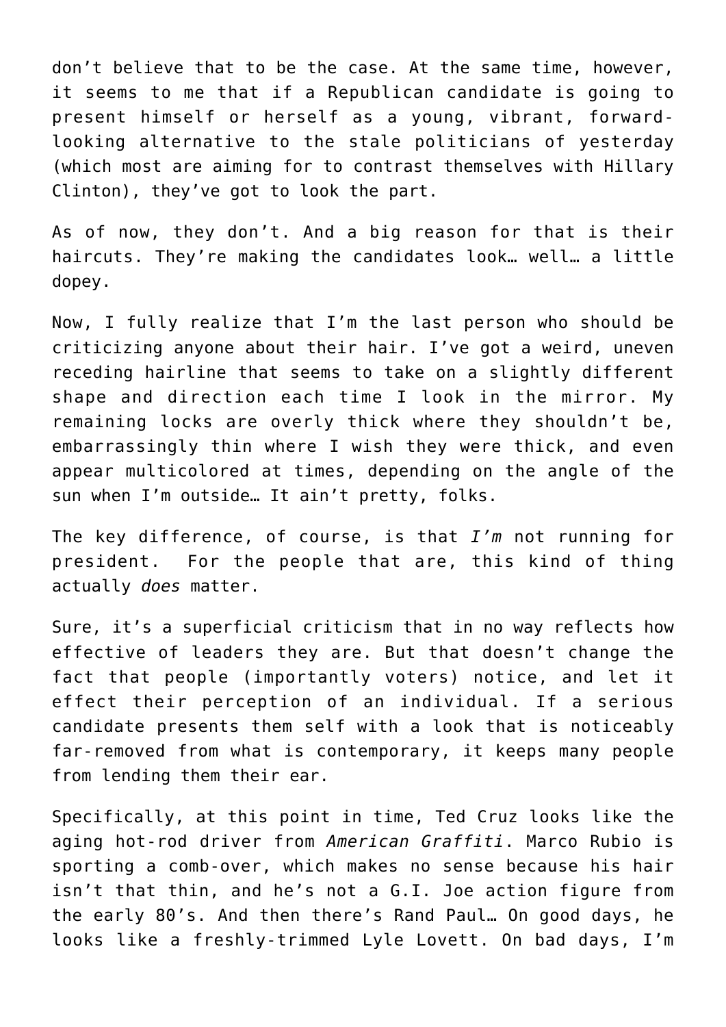don't believe that to be the case. At the same time, however, it seems to me that if a Republican candidate is going to present himself or herself as a young, vibrant, forward-looking alternative to the stale politicians of yesterday (which most are aiming for to contrast themselves with Hillary Clinton), they've got to look the part.

As of now, they don't. And a big reason for that is their haircuts. They're making the candidates look… well… a little dopey.

Now, I fully realize that I'm the last person who should be criticizing anyone about their hair. I've got a weird, uneven receding hairline that seems to take on a slightly different shape and direction each time I look in the mirror. My remaining locks are overly thick where they shouldn't be, embarrassingly thin where I wish they were thick, and even appear multicolored at times, depending on the angle of the sun when I'm outside… It ain't pretty, folks.

The key difference, of course, is that *I'm* not running for president.  For the people that are, this kind of thing actually *does* matter.

Sure, it's a superficial criticism that in no way reflects how effective of leaders they are. But that doesn't change the fact that people (importantly voters) notice, and let it effect their perception of an individual. If a serious candidate presents them self with a look that is noticeably far-removed from what is contemporary, it keeps many people from lending them their ear.

Specifically, at this point in time, Ted Cruz looks like the aging hot-rod driver from *American Graffiti*. Marco Rubio is sporting a comb-over, which makes no sense because his hair isn't that thin, and he's not a G.I. Joe action figure from the early 80's. And then there's Rand Paul… On good days, he looks like a freshly-trimmed Lyle Lovett. On bad days, I'm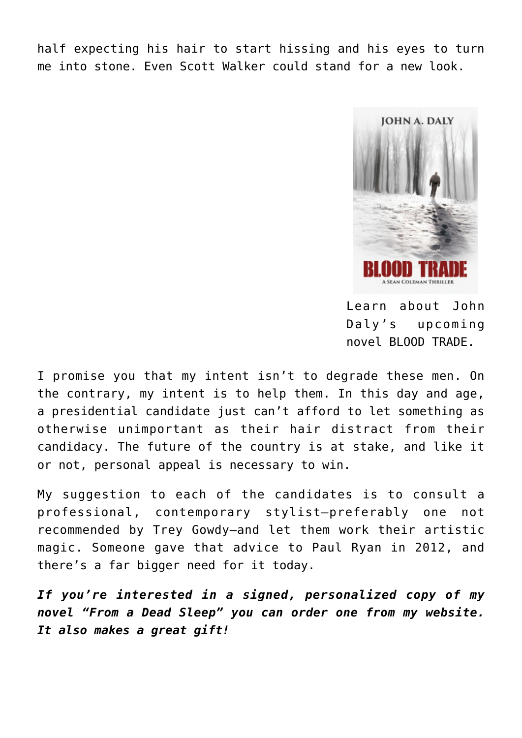half expecting his hair to start hissing and his eyes to turn me into stone. Even Scott Walker could stand for a new look.

Learn about John Daly's upcoming novel BLOOD TRADE.

I promise you that my intent isn't to degrade these men. On the contrary, my intent is to help them. In this day and age, a presidential candidate just can't afford to let something as otherwise unimportant as their hair distract from their candidacy. The future of the country is at stake, and like it or not, personal appeal is necessary to win.

My suggestion to each of the candidates is to consult a professional, contemporary stylist—preferably one not recommended by Trey Gowdy—and let them work their artistic magic. Someone gave that advice to Paul Ryan in 2012, and there's a far bigger need for it today.

***If you're interested in a signed, personalized copy of my novel "From a Dead Sleep" you can order one from my website. It also makes a great gift!***